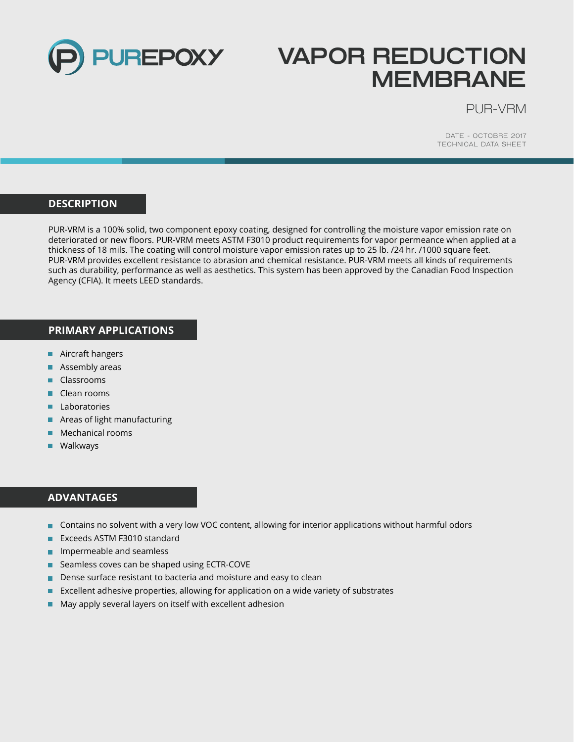PUREPOXY

# VAPOR REDUCTION MEMBRANE

PUR-VRM

DATE - OCTOBRE 2017
TECHNICAL DATA SHEET

## DESCRIPTION

PUR-VRM is a 100% solid, two component epoxy coating, designed for controlling the moisture vapor emission rate on deteriorated or new floors. PUR-VRM meets ASTM F3010 product requirements for vapor permeance when applied at a thickness of 18 mils. The coating will control moisture vapor emission rates up to 25 lb. /24 hr. /1000 square feet. PUR-VRM provides excellent resistance to abrasion and chemical resistance. PUR-VRM meets all kinds of requirements such as durability, performance as well as aesthetics. This system has been approved by the Canadian Food Inspection Agency (CFIA). It meets LEED standards.

## PRIMARY APPLICATIONS

- Aircraft hangers
- Assembly areas
- Classrooms
- Clean rooms
- Laboratories
- Areas of light manufacturing
- Mechanical rooms
- Walkways

## ADVANTAGES

- Contains no solvent with a very low VOC content, allowing for interior applications without harmful odors
- Exceeds ASTM F3010 standard
- Impermeable and seamless
- Seamless coves can be shaped using ECTR-COVE
- Dense surface resistant to bacteria and moisture and easy to clean
- Excellent adhesive properties, allowing for application on a wide variety of substrates
- May apply several layers on itself with excellent adhesion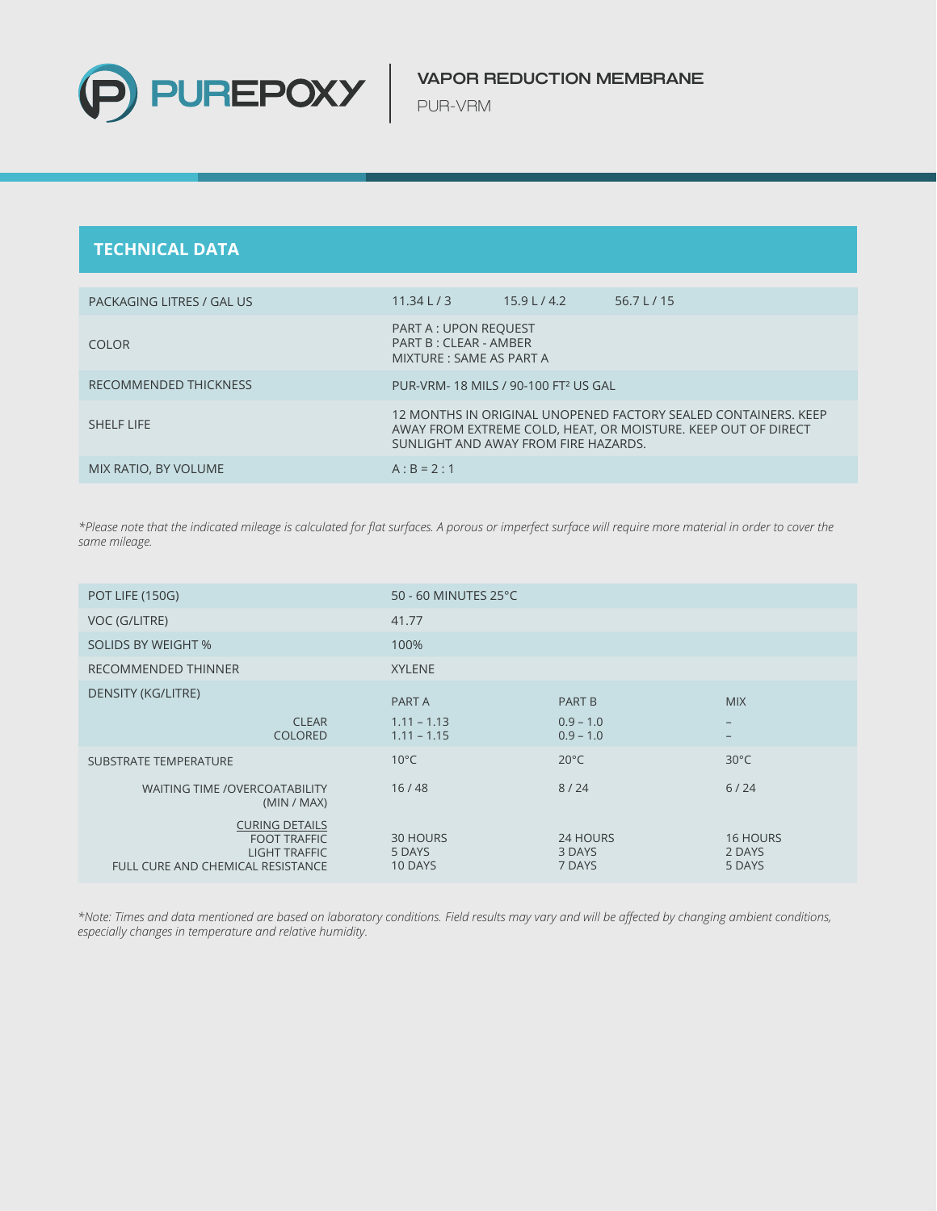## TECHNICAL DATA

| | | | |
|---|---|---|---|
| PACKAGING LITRES / GAL US | 11.34 L / 3 | 15.9 L / 4.2 | 56.7 L / 15 |
| COLOR | PART A : UPON REQUEST<br>PART B : CLEAR - AMBER<br>MIXTURE : SAME AS PART A | | |
| RECOMMENDED THICKNESS | PUR-VRM- 18 MILS / 90-100 FT² US GAL | | |
| SHELF LIFE | 12 MONTHS IN ORIGINAL UNOPENED FACTORY SEALED CONTAINERS. KEEP AWAY FROM EXTREME COLD, HEAT, OR MOISTURE. KEEP OUT OF DIRECT SUNLIGHT AND AWAY FROM FIRE HAZARDS. | | |
| MIX RATIO, BY VOLUME | A : B = 2 : 1 | | |

*\*Please note that the indicated mileage is calculated for flat surfaces. A porous or imperfect surface will require more material in order to cover the same mileage.*

| | | | |
|---|---|---|---|
| POT LIFE (150G) | 50 - 60 MINUTES 25°C | | |
| VOC (G/LITRE) | 41.77 | | |
| SOLIDS BY WEIGHT % | 100% | | |
| RECOMMENDED THINNER | XYLENE | | |
| DENSITY (KG/LITRE) | PART A | PART B | MIX |
| CLEAR | 1.11 – 1.13 | 0.9 – 1.0 | – |
| COLORED | 1.11 – 1.15 | 0.9 – 1.0 | – |
| SUBSTRATE TEMPERATURE | 10°C | 20°C | 30°C |
| WAITING TIME /OVERCOATABILITY (MIN / MAX) | 16 / 48 | 8 / 24 | 6 / 24 |
| CURING DETAILS | | | |
| FOOT TRAFFIC | 30 HOURS | 24 HOURS | 16 HOURS |
| LIGHT TRAFFIC | 5 DAYS | 3 DAYS | 2 DAYS |
| FULL CURE AND CHEMICAL RESISTANCE | 10 DAYS | 7 DAYS | 5 DAYS |

*\*Note: Times and data mentioned are based on laboratory conditions. Field results may vary and will be affected by changing ambient conditions, especially changes in temperature and relative humidity.*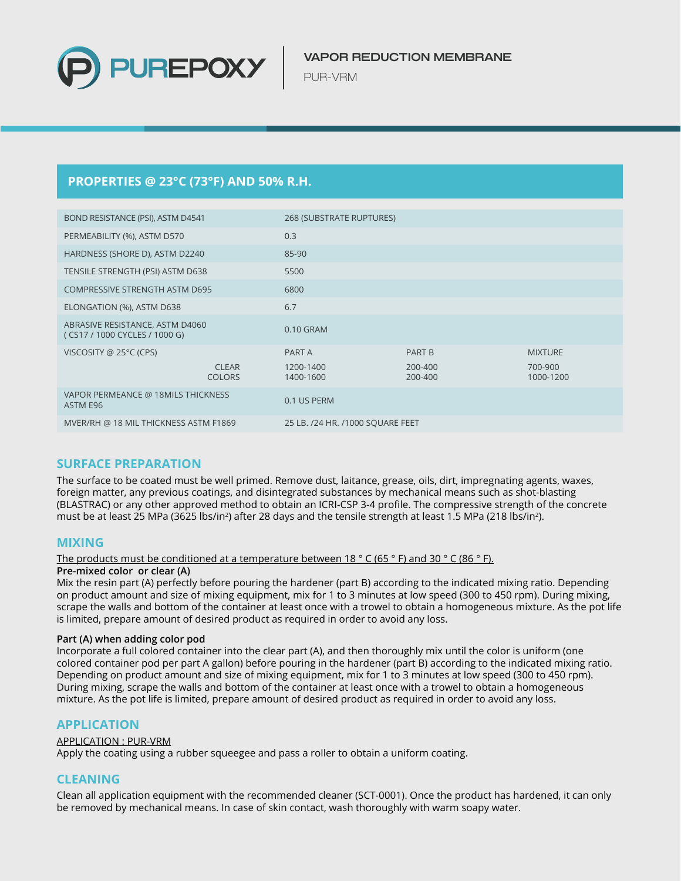# PUREPOXY

## VAPOR REDUCTION MEMBRANE

PUR-VRM

## PROPERTIES @ 23°C (73°F) AND 50% R.H.

| | | | |
|---|---|---|---|
| BOND RESISTANCE (PSI), ASTM D4541 | 268 (SUBSTRATE RUPTURES) | | |
| PERMEABILITY (%), ASTM D570 | 0.3 | | |
| HARDNESS (SHORE D), ASTM D2240 | 85-90 | | |
| TENSILE STRENGTH (PSI) ASTM D638 | 5500 | | |
| COMPRESSIVE STRENGTH ASTM D695 | 6800 | | |
| ELONGATION (%), ASTM D638 | 6.7 | | |
| ABRASIVE RESISTANCE, ASTM D4060 ( CS17 / 1000 CYCLES / 1000 G) | 0.10 GRAM | | |
| VISCOSITY @ 25°C (CPS) | PART A | PART B | MIXTURE |
| CLEAR | 1200-1400 | 200-400 | 700-900 |
| COLORS | 1400-1600 | 200-400 | 1000-1200 |
| VAPOR PERMEANCE @ 18MILS THICKNESS ASTM E96 | 0.1 US PERM | | |
| MVER/RH @ 18 MIL THICKNESS ASTM F1869 | 25 LB. /24 HR. /1000 SQUARE FEET | | |

## SURFACE PREPARATION

The surface to be coated must be well primed. Remove dust, laitance, grease, oils, dirt, impregnating agents, waxes, foreign matter, any previous coatings, and disintegrated substances by mechanical means such as shot-blasting (BLASTRAC) or any other approved method to obtain an ICRI-CSP 3-4 profile. The compressive strength of the concrete must be at least 25 MPa (3625 lbs/in$^2$) after 28 days and the tensile strength at least 1.5 MPa (218 lbs/in$^2$).

## MIXING

The products must be conditioned at a temperature between 18 ° C (65 ° F) and 30 ° C (86 ° F).

**Pre-mixed color or clear (A)**

Mix the resin part (A) perfectly before pouring the hardener (part B) according to the indicated mixing ratio. Depending on product amount and size of mixing equipment, mix for 1 to 3 minutes at low speed (300 to 450 rpm). During mixing, scrape the walls and bottom of the container at least once with a trowel to obtain a homogeneous mixture. As the pot life is limited, prepare amount of desired product as required in order to avoid any loss.

**Part (A) when adding color pod**

Incorporate a full colored container into the clear part (A), and then thoroughly mix until the color is uniform (one colored container pod per part A gallon) before pouring in the hardener (part B) according to the indicated mixing ratio. Depending on product amount and size of mixing equipment, mix for 1 to 3 minutes at low speed (300 to 450 rpm). During mixing, scrape the walls and bottom of the container at least once with a trowel to obtain a homogeneous mixture. As the pot life is limited, prepare amount of desired product as required in order to avoid any loss.

## APPLICATION

APPLICATION : PUR-VRM

Apply the coating using a rubber squeegee and pass a roller to obtain a uniform coating.

## CLEANING

Clean all application equipment with the recommended cleaner (SCT-0001). Once the product has hardened, it can only be removed by mechanical means. In case of skin contact, wash thoroughly with warm soapy water.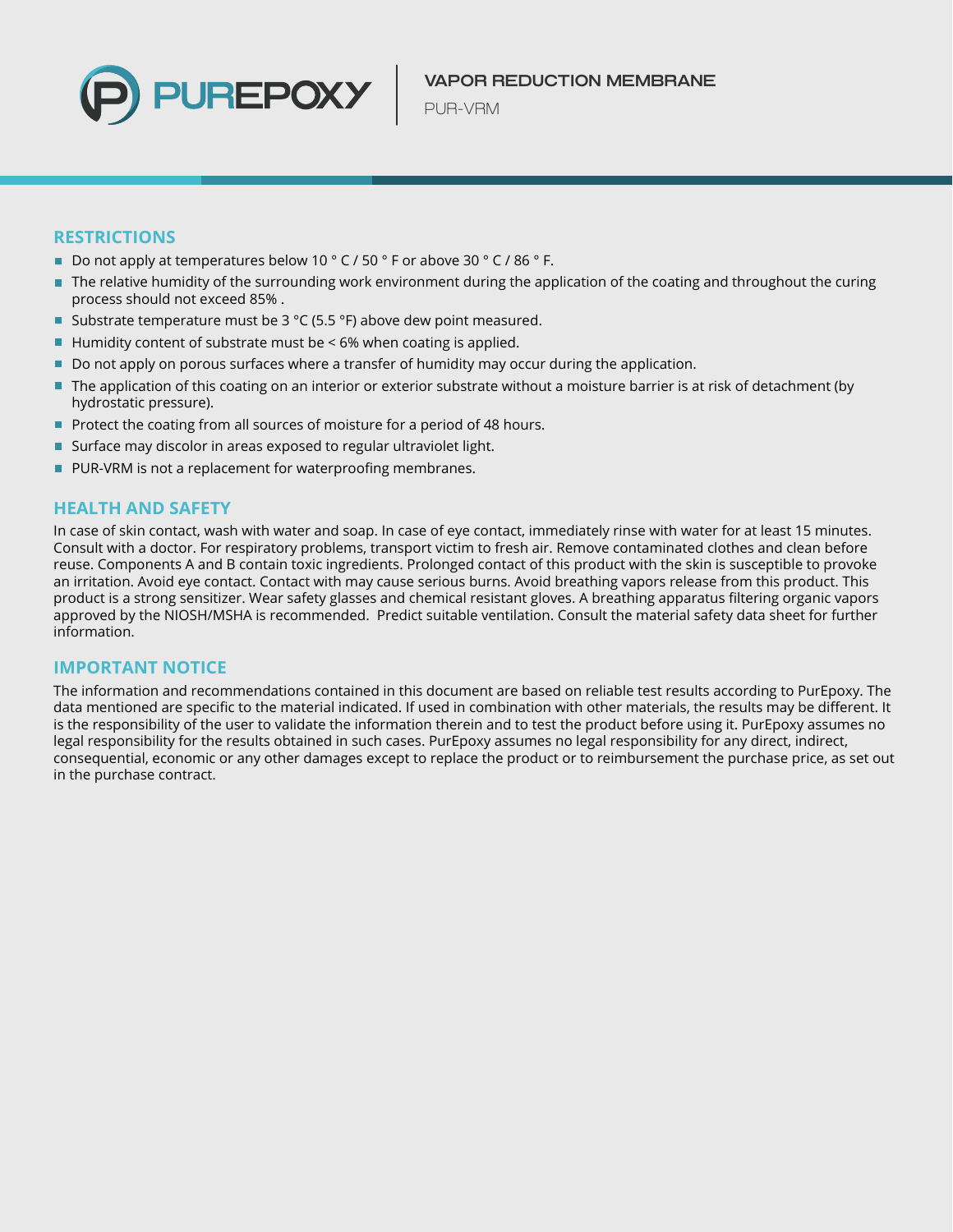## RESTRICTIONS

- Do not apply at temperatures below 10 ° C / 50 ° F or above 30 ° C / 86 ° F.
- The relative humidity of the surrounding work environment during the application of the coating and throughout the curing process should not exceed 85% .
- Substrate temperature must be 3 °C (5.5 °F) above dew point measured.
- Humidity content of substrate must be < 6% when coating is applied.
- Do not apply on porous surfaces where a transfer of humidity may occur during the application.
- The application of this coating on an interior or exterior substrate without a moisture barrier is at risk of detachment (by hydrostatic pressure).
- Protect the coating from all sources of moisture for a period of 48 hours.
- Surface may discolor in areas exposed to regular ultraviolet light.
- PUR-VRM is not a replacement for waterproofing membranes.

## HEALTH AND SAFETY

In case of skin contact, wash with water and soap. In case of eye contact, immediately rinse with water for at least 15 minutes. Consult with a doctor. For respiratory problems, transport victim to fresh air. Remove contaminated clothes and clean before reuse. Components A and B contain toxic ingredients. Prolonged contact of this product with the skin is susceptible to provoke an irritation. Avoid eye contact. Contact with may cause serious burns. Avoid breathing vapors release from this product. This product is a strong sensitizer. Wear safety glasses and chemical resistant gloves. A breathing apparatus filtering organic vapors approved by the NIOSH/MSHA is recommended. Predict suitable ventilation. Consult the material safety data sheet for further information.

## IMPORTANT NOTICE

The information and recommendations contained in this document are based on reliable test results according to PurEpoxy. The data mentioned are specific to the material indicated. If used in combination with other materials, the results may be different. It is the responsibility of the user to validate the information therein and to test the product before using it. PurEpoxy assumes no legal responsibility for the results obtained in such cases. PurEpoxy assumes no legal responsibility for any direct, indirect, consequential, economic or any other damages except to replace the product or to reimbursement the purchase price, as set out in the purchase contract.